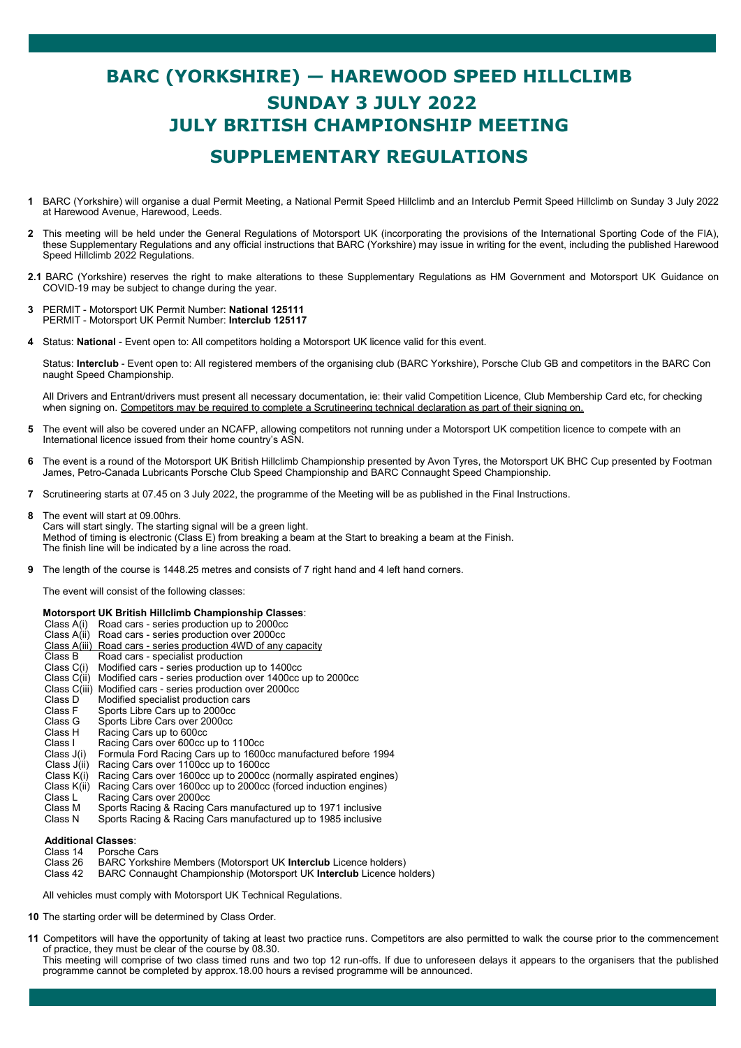# BARC (YORKSHIRE) — HAREWOOD SPEED HILLCLIMB
# SUNDAY 3 JULY 2022
# JULY BRITISH CHAMPIONSHIP MEETING

## SUPPLEMENTARY REGULATIONS

**1** BARC (Yorkshire) will organise a dual Permit Meeting, a National Permit Speed Hillclimb and an Interclub Permit Speed Hillclimb on Sunday 3 July 2022 at Harewood Avenue, Harewood, Leeds.

**2** This meeting will be held under the General Regulations of Motorsport UK (incorporating the provisions of the International Sporting Code of the FIA), these Supplementary Regulations and any official instructions that BARC (Yorkshire) may issue in writing for the event, including the published Harewood Speed Hillclimb 2022 Regulations.

**2.1** BARC (Yorkshire) reserves the right to make alterations to these Supplementary Regulations as HM Government and Motorsport UK Guidance on COVID-19 may be subject to change during the year.

**3** PERMIT - Motorsport UK Permit Number: **National 125111**
PERMIT - Motorsport UK Permit Number: **Interclub 125117**

**4** Status: **National** - Event open to: All competitors holding a Motorsport UK licence valid for this event.

Status: **Interclub** - Event open to: All registered members of the organising club (BARC Yorkshire), Porsche Club GB and competitors in the BARC Con naught Speed Championship.

All Drivers and Entrant/drivers must present all necessary documentation, ie: their valid Competition Licence, Club Membership Card etc, for checking when signing on. <u>Competitors may be required to complete a Scrutineering technical declaration as part of their signing on.</u>

**5** The event will also be covered under an NCAFP, allowing competitors not running under a Motorsport UK competition licence to compete with an International licence issued from their home country's ASN.

**6** The event is a round of the Motorsport UK British Hillclimb Championship presented by Avon Tyres, the Motorsport UK BHC Cup presented by Footman James, Petro-Canada Lubricants Porsche Club Speed Championship and BARC Connaught Speed Championship.

**7** Scrutineering starts at 07.45 on 3 July 2022, the programme of the Meeting will be as published in the Final Instructions.

**8** The event will start at 09.00hrs.
Cars will start singly. The starting signal will be a green light.
Method of timing is electronic (Class E) from breaking a beam at the Start to breaking a beam at the Finish.
The finish line will be indicated by a line across the road.

**9** The length of the course is 1448.25 metres and consists of 7 right hand and 4 left hand corners.

The event will consist of the following classes:

**Motorsport UK British Hillclimb Championship Classes**:

- Class A(i) Road cars - series production up to 2000cc
- Class A(ii) Road cars - series production over 2000cc
- <u>Class A(iii) Road cars - series production 4WD of any capacity</u>
- Class B Road cars - specialist production
- Class C(i) Modified cars - series production up to 1400cc
- Class C(ii) Modified cars - series production over 1400cc up to 2000cc
- Class C(iii) Modified cars - series production over 2000cc
- Class D Modified specialist production cars
- Class F Sports Libre Cars up to 2000cc
- Class G Sports Libre Cars over 2000cc
- Class H Racing Cars up to 600cc
- Class I Racing Cars over 600cc up to 1100cc
- Class J(i) Formula Ford Racing Cars up to 1600cc manufactured before 1994
- Class J(ii) Racing Cars over 1100cc up to 1600cc
- Class K(i) Racing Cars over 1600cc up to 2000cc (normally aspirated engines)
- Class K(ii) Racing Cars over 1600cc up to 2000cc (forced induction engines)
- Class L Racing Cars over 2000cc
- Class M Sports Racing & Racing Cars manufactured up to 1971 inclusive
- Class N Sports Racing & Racing Cars manufactured up to 1985 inclusive

**Additional Classes**:

- Class 14 Porsche Cars
- Class 26 BARC Yorkshire Members (Motorsport UK **Interclub** Licence holders)
- Class 42 BARC Connaught Championship (Motorsport UK **Interclub** Licence holders)

All vehicles must comply with Motorsport UK Technical Regulations.

**10** The starting order will be determined by Class Order.

**11** Competitors will have the opportunity of taking at least two practice runs. Competitors are also permitted to walk the course prior to the commencement of practice, they must be clear of the course by 08.30.
This meeting will comprise of two class timed runs and two top 12 run-offs. If due to unforeseen delays it appears to the organisers that the published programme cannot be completed by approx.18.00 hours a revised programme will be announced.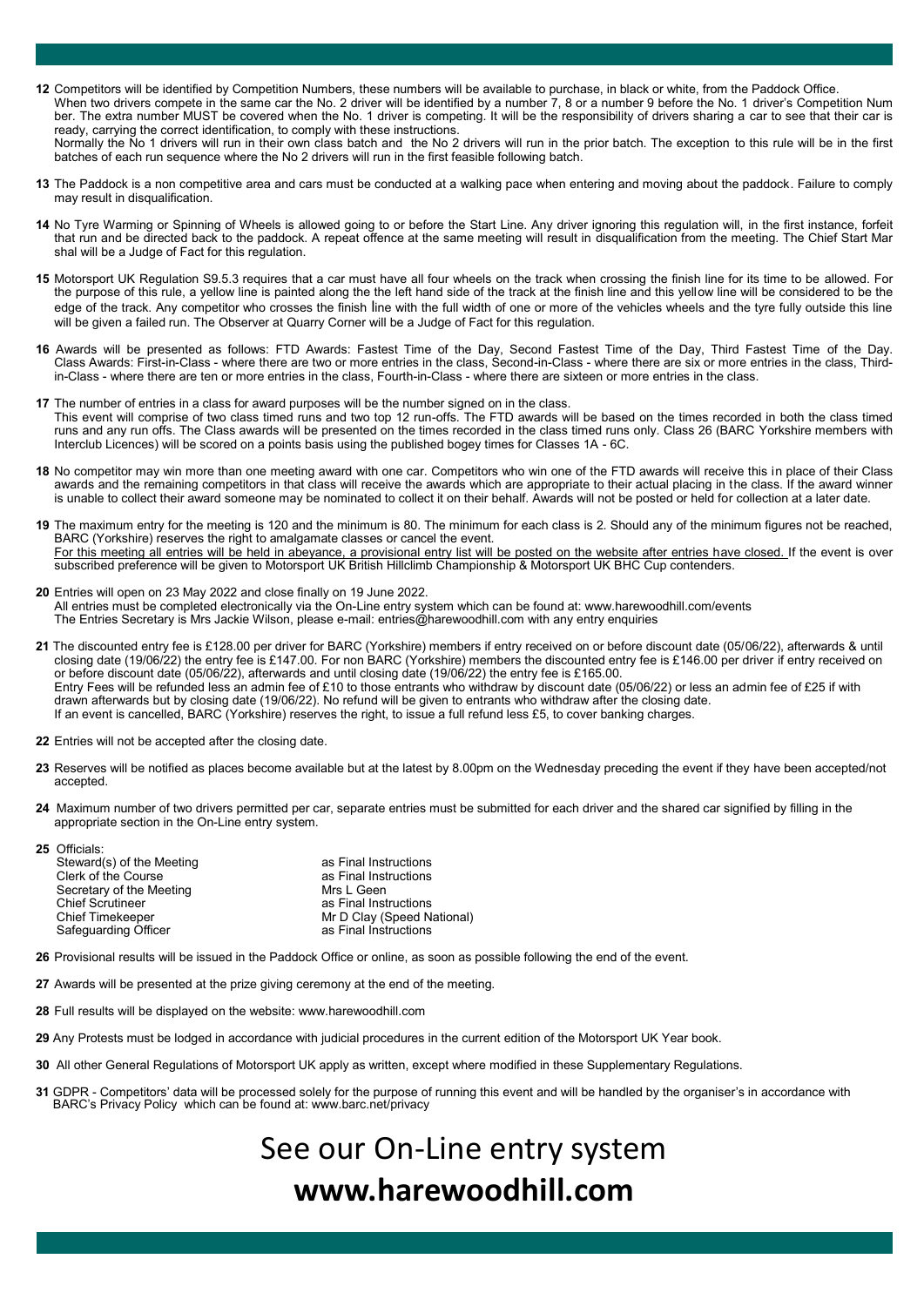**12** Competitors will be identified by Competition Numbers, these numbers will be available to purchase, in black or white, from the Paddock Office. When two drivers compete in the same car the No. 2 driver will be identified by a number 7, 8 or a number 9 before the No. 1 driver's Competition Number. The extra number MUST be covered when the No. 1 driver is competing. It will be the responsibility of drivers sharing a car to see that their car is ready, carrying the correct identification, to comply with these instructions.
Normally the No 1 drivers will run in their own class batch and the No 2 drivers will run in the prior batch. The exception to this rule will be in the first batches of each run sequence where the No 2 drivers will run in the first feasible following batch.

**13** The Paddock is a non competitive area and cars must be conducted at a walking pace when entering and moving about the paddock. Failure to comply may result in disqualification.

**14** No Tyre Warming or Spinning of Wheels is allowed going to or before the Start Line. Any driver ignoring this regulation will, in the first instance, forfeit that run and be directed back to the paddock. A repeat offence at the same meeting will result in disqualification from the meeting. The Chief Start Marshal will be a Judge of Fact for this regulation.

**15** Motorsport UK Regulation S9.5.3 requires that a car must have all four wheels on the track when crossing the finish line for its time to be allowed. For the purpose of this rule, a yellow line is painted along the the left hand side of the track at the finish line and this yellow line will be considered to be the edge of the track. Any competitor who crosses the finish line with the full width of one or more of the vehicles wheels and the tyre fully outside this line will be given a failed run. The Observer at Quarry Corner will be a Judge of Fact for this regulation.

**16** Awards will be presented as follows: FTD Awards: Fastest Time of the Day, Second Fastest Time of the Day, Third Fastest Time of the Day. Class Awards: First-in-Class - where there are two or more entries in the class, Second-in-Class - where there are six or more entries in the class, Third-in-Class - where there are ten or more entries in the class, Fourth-in-Class - where there are sixteen or more entries in the class.

**17** The number of entries in a class for award purposes will be the number signed on in the class.
This event will comprise of two class timed runs and two top 12 run-offs. The FTD awards will be based on the times recorded in both the class timed runs and any run offs. The Class awards will be presented on the times recorded in the class timed runs only. Class 26 (BARC Yorkshire members with Interclub Licences) will be scored on a points basis using the published bogey times for Classes 1A - 6C.

**18** No competitor may win more than one meeting award with one car. Competitors who win one of the FTD awards will receive this in place of their Class awards and the remaining competitors in that class will receive the awards which are appropriate to their actual placing in the class. If the award winner is unable to collect their award someone may be nominated to collect it on their behalf. Awards will not be posted or held for collection at a later date.

**19** The maximum entry for the meeting is 120 and the minimum is 80. The minimum for each class is 2. Should any of the minimum figures not be reached, BARC (Yorkshire) reserves the right to amalgamate classes or cancel the event.
For this meeting all entries will be held in abeyance, a provisional entry list will be posted on the website after entries have closed. If the event is over subscribed preference will be given to Motorsport UK British Hillclimb Championship & Motorsport UK BHC Cup contenders.

**20** Entries will open on 23 May 2022 and close finally on 19 June 2022.
All entries must be completed electronically via the On-Line entry system which can be found at: www.harewoodhill.com/events
The Entries Secretary is Mrs Jackie Wilson, please e-mail: entries@harewoodhill.com with any entry enquiries

**21** The discounted entry fee is £128.00 per driver for BARC (Yorkshire) members if entry received on or before discount date (05/06/22), afterwards & until closing date (19/06/22) the entry fee is £147.00. For non BARC (Yorkshire) members the discounted entry fee is £146.00 per driver if entry received on or before discount date (05/06/22), afterwards and until closing date (19/06/22) the entry fee is £165.00.
Entry Fees will be refunded less an admin fee of £10 to those entrants who withdraw by discount date (05/06/22) or less an admin fee of £25 if withdrawn afterwards but by closing date (19/06/22). No refund will be given to entrants who withdraw after the closing date.
If an event is cancelled, BARC (Yorkshire) reserves the right, to issue a full refund less £5, to cover banking charges.

**22** Entries will not be accepted after the closing date.

**23** Reserves will be notified as places become available but at the latest by 8.00pm on the Wednesday preceding the event if they have been accepted/not accepted.

**24** Maximum number of two drivers permitted per car, separate entries must be submitted for each driver and the shared car signified by filling in the appropriate section in the On-Line entry system.

**25** Officials:

| | |
|---|---|
| Steward(s) of the Meeting | as Final Instructions |
| Clerk of the Course | as Final Instructions |
| Secretary of the Meeting | Mrs L Geen |
| Chief Scrutineer | as Final Instructions |
| Chief Timekeeper | Mr D Clay (Speed National) |
| Safeguarding Officer | as Final Instructions |

**26** Provisional results will be issued in the Paddock Office or online, as soon as possible following the end of the event.

**27** Awards will be presented at the prize giving ceremony at the end of the meeting.

**28** Full results will be displayed on the website: www.harewoodhill.com

**29** Any Protests must be lodged in accordance with judicial procedures in the current edition of the Motorsport UK Year book.

**30** All other General Regulations of Motorsport UK apply as written, except where modified in these Supplementary Regulations.

**31** GDPR - Competitors' data will be processed solely for the purpose of running this event and will be handled by the organiser's in accordance with BARC's Privacy Policy which can be found at: www.barc.net/privacy

# See our On-Line entry system

# **www.harewoodhill.com**